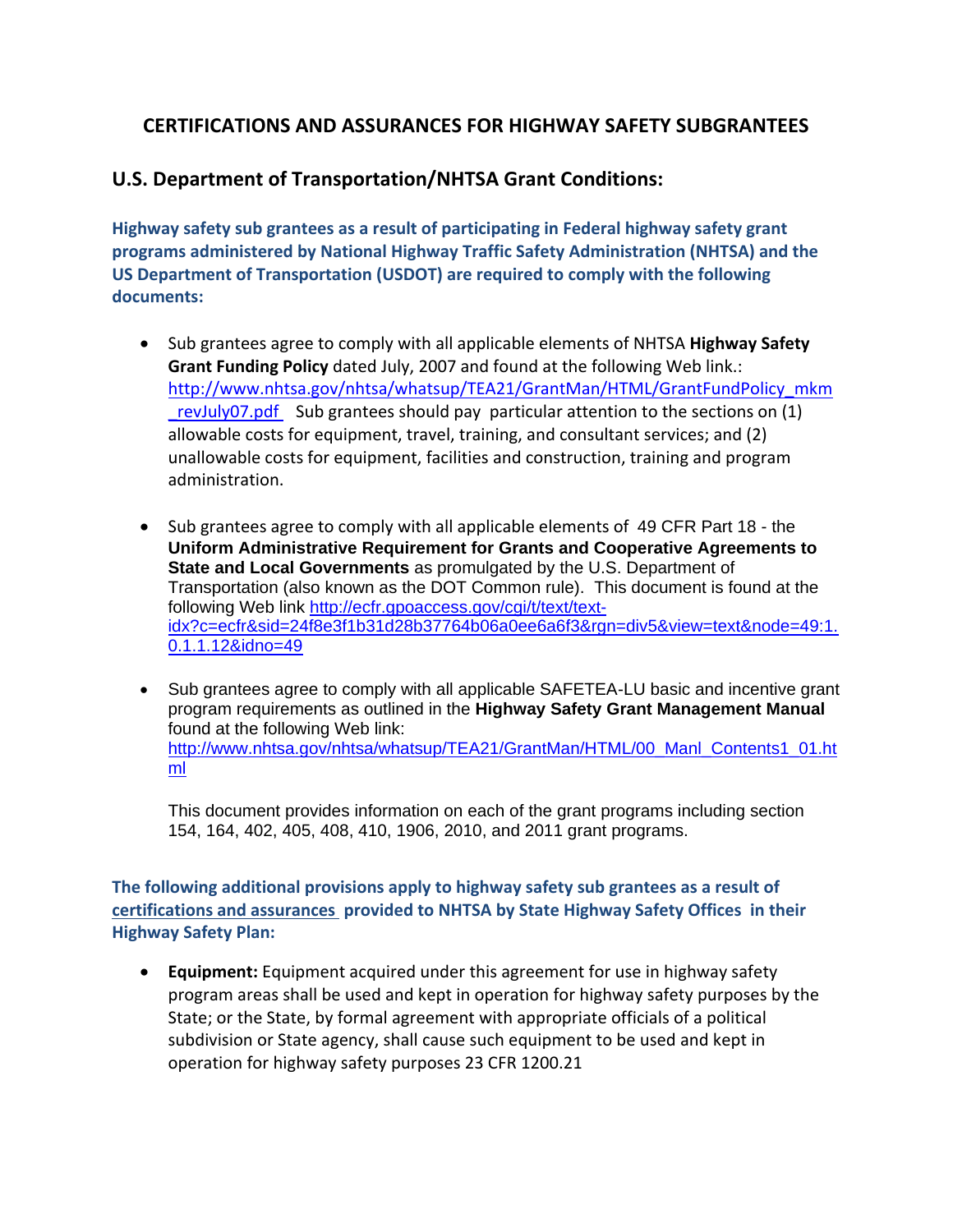# CERTIFICATIONS AND ASSURANCES FOR HIGHWAY SAFETY SUBGRANTEES

## U.S. Department of Transportation/NHTSA Grant Conditions:

**Highway safety sub grantees as a result of participating in Federal highway safety grant programs administered by National Highway Traffic Safety Administration (NHTSA) and the US Department of Transportation (USDOT) are required to comply with the following documents:**

- Sub grantees agree to comply with all applicable elements of NHTSA **Highway Safety Grant Funding Policy** dated July, 2007 and found at the following Web link.: http://www.nhtsa.gov/nhtsa/whatsup/TEA21/GrantMan/HTML/GrantFundPolicy_mkm_revJuly07.pdf Sub grantees should pay particular attention to the sections on (1) allowable costs for equipment, travel, training, and consultant services; and (2) unallowable costs for equipment, facilities and construction, training and program administration.

- Sub grantees agree to comply with all applicable elements of 49 CFR Part 18 - the **Uniform Administrative Requirement for Grants and Cooperative Agreements to State and Local Governments** as promulgated by the U.S. Department of Transportation (also known as the DOT Common rule). This document is found at the following Web link http://ecfr.gpoaccess.gov/cgi/t/text/text-idx?c=ecfr&sid=24f8e3f1b31d28b37764b06a0ee6a6f3&rgn=div5&view=text&node=49:1.0.1.1.12&idno=49

- Sub grantees agree to comply with all applicable SAFETEA-LU basic and incentive grant program requirements as outlined in the **Highway Safety Grant Management Manual** found at the following Web link: http://www.nhtsa.gov/nhtsa/whatsup/TEA21/GrantMan/HTML/00_Manl_Contents1_01.html

  This document provides information on each of the grant programs including section 154, 164, 402, 405, 408, 410, 1906, 2010, and 2011 grant programs.

**The following additional provisions apply to highway safety sub grantees as a result of certifications and assurances provided to NHTSA by State Highway Safety Offices in their Highway Safety Plan:**

- **Equipment:** Equipment acquired under this agreement for use in highway safety program areas shall be used and kept in operation for highway safety purposes by the State; or the State, by formal agreement with appropriate officials of a political subdivision or State agency, shall cause such equipment to be used and kept in operation for highway safety purposes 23 CFR 1200.21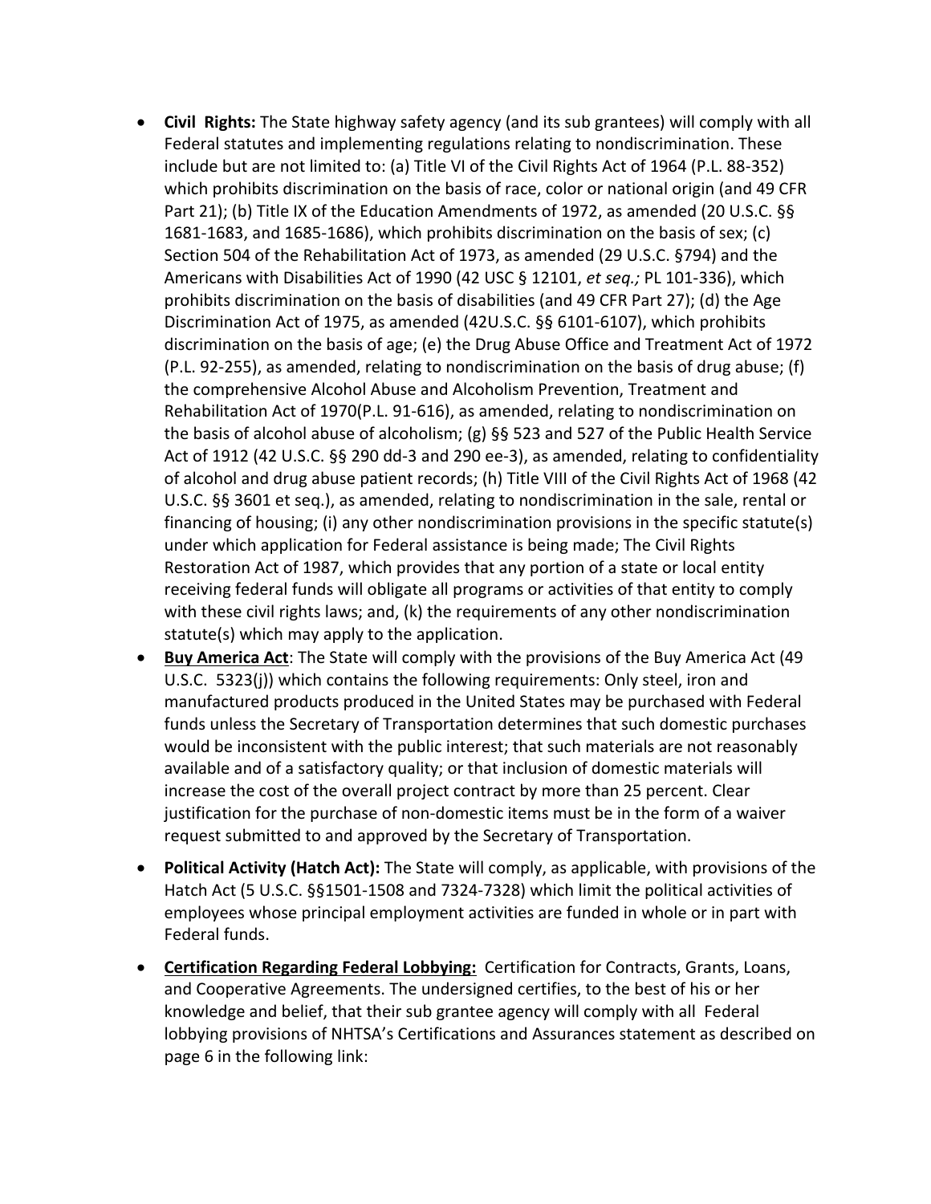- **Civil Rights:** The State highway safety agency (and its sub grantees) will comply with all Federal statutes and implementing regulations relating to nondiscrimination. These include but are not limited to: (a) Title VI of the Civil Rights Act of 1964 (P.L. 88-352) which prohibits discrimination on the basis of race, color or national origin (and 49 CFR Part 21); (b) Title IX of the Education Amendments of 1972, as amended (20 U.S.C. §§ 1681-1683, and 1685-1686), which prohibits discrimination on the basis of sex; (c) Section 504 of the Rehabilitation Act of 1973, as amended (29 U.S.C. §794) and the Americans with Disabilities Act of 1990 (42 USC § 12101, *et seq.;* PL 101-336), which prohibits discrimination on the basis of disabilities (and 49 CFR Part 27); (d) the Age Discrimination Act of 1975, as amended (42U.S.C. §§ 6101-6107), which prohibits discrimination on the basis of age; (e) the Drug Abuse Office and Treatment Act of 1972 (P.L. 92-255), as amended, relating to nondiscrimination on the basis of drug abuse; (f) the comprehensive Alcohol Abuse and Alcoholism Prevention, Treatment and Rehabilitation Act of 1970(P.L. 91-616), as amended, relating to nondiscrimination on the basis of alcohol abuse of alcoholism; (g) §§ 523 and 527 of the Public Health Service Act of 1912 (42 U.S.C. §§ 290 dd-3 and 290 ee-3), as amended, relating to confidentiality of alcohol and drug abuse patient records; (h) Title VIII of the Civil Rights Act of 1968 (42 U.S.C. §§ 3601 et seq.), as amended, relating to nondiscrimination in the sale, rental or financing of housing; (i) any other nondiscrimination provisions in the specific statute(s) under which application for Federal assistance is being made; The Civil Rights Restoration Act of 1987, which provides that any portion of a state or local entity receiving federal funds will obligate all programs or activities of that entity to comply with these civil rights laws; and, (k) the requirements of any other nondiscrimination statute(s) which may apply to the application.
- **Buy America Act**: The State will comply with the provisions of the Buy America Act (49 U.S.C. 5323(j)) which contains the following requirements: Only steel, iron and manufactured products produced in the United States may be purchased with Federal funds unless the Secretary of Transportation determines that such domestic purchases would be inconsistent with the public interest; that such materials are not reasonably available and of a satisfactory quality; or that inclusion of domestic materials will increase the cost of the overall project contract by more than 25 percent. Clear justification for the purchase of non-domestic items must be in the form of a waiver request submitted to and approved by the Secretary of Transportation.
- **Political Activity (Hatch Act):** The State will comply, as applicable, with provisions of the Hatch Act (5 U.S.C. §§1501-1508 and 7324-7328) which limit the political activities of employees whose principal employment activities are funded in whole or in part with Federal funds.
- **Certification Regarding Federal Lobbying:** Certification for Contracts, Grants, Loans, and Cooperative Agreements. The undersigned certifies, to the best of his or her knowledge and belief, that their sub grantee agency will comply with all Federal lobbying provisions of NHTSA's Certifications and Assurances statement as described on page 6 in the following link: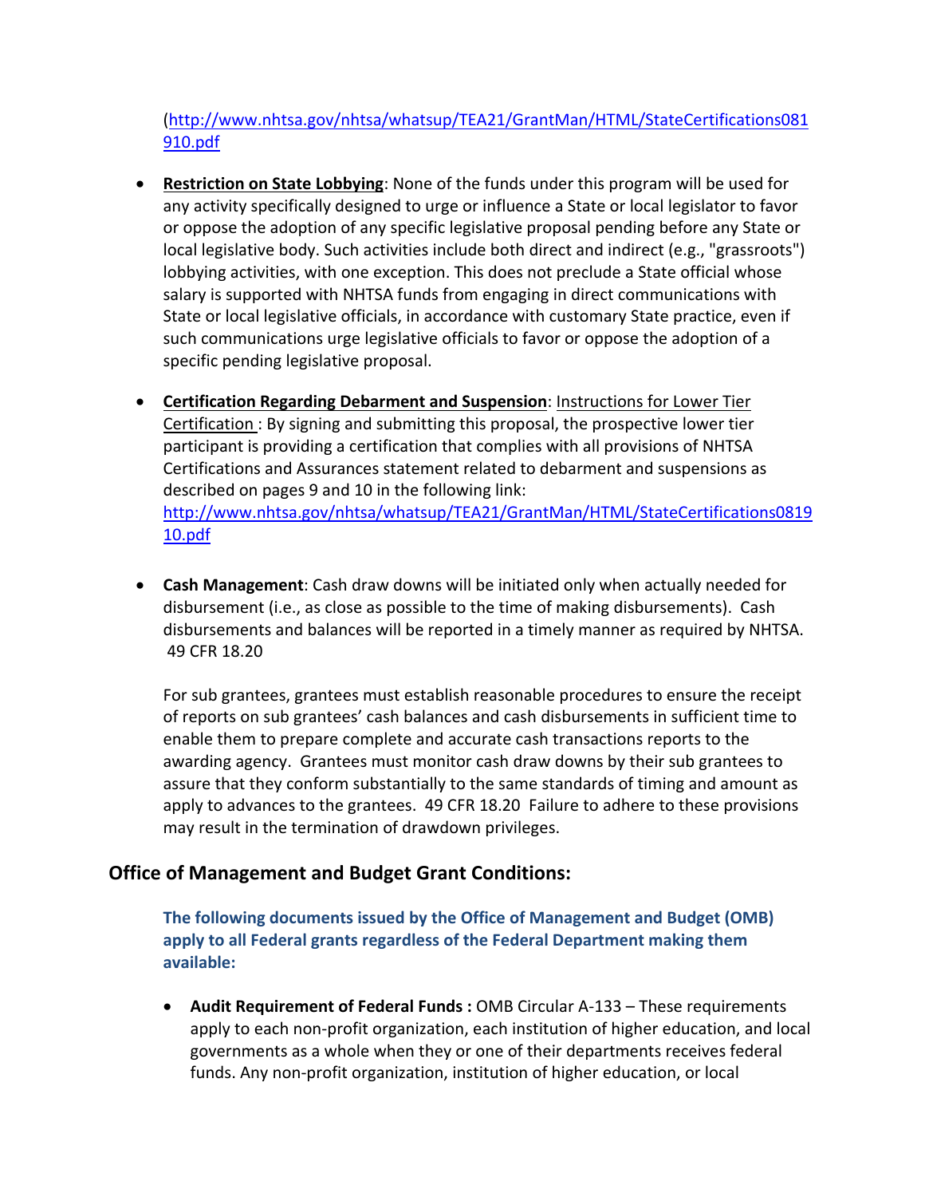(http://www.nhtsa.gov/nhtsa/whatsup/TEA21/GrantMan/HTML/StateCertifications081910.pdf

- **Restriction on State Lobbying**: None of the funds under this program will be used for any activity specifically designed to urge or influence a State or local legislator to favor or oppose the adoption of any specific legislative proposal pending before any State or local legislative body. Such activities include both direct and indirect (e.g., "grassroots") lobbying activities, with one exception. This does not preclude a State official whose salary is supported with NHTSA funds from engaging in direct communications with State or local legislative officials, in accordance with customary State practice, even if such communications urge legislative officials to favor or oppose the adoption of a specific pending legislative proposal.

- **Certification Regarding Debarment and Suspension**: Instructions for Lower Tier Certification : By signing and submitting this proposal, the prospective lower tier participant is providing a certification that complies with all provisions of NHTSA Certifications and Assurances statement related to debarment and suspensions as described on pages 9 and 10 in the following link: http://www.nhtsa.gov/nhtsa/whatsup/TEA21/GrantMan/HTML/StateCertifications081910.pdf

- **Cash Management**: Cash draw downs will be initiated only when actually needed for disbursement (i.e., as close as possible to the time of making disbursements). Cash disbursements and balances will be reported in a timely manner as required by NHTSA. 49 CFR 18.20

  For sub grantees, grantees must establish reasonable procedures to ensure the receipt of reports on sub grantees' cash balances and cash disbursements in sufficient time to enable them to prepare complete and accurate cash transactions reports to the awarding agency. Grantees must monitor cash draw downs by their sub grantees to assure that they conform substantially to the same standards of timing and amount as apply to advances to the grantees. 49 CFR 18.20 Failure to adhere to these provisions may result in the termination of drawdown privileges.

## Office of Management and Budget Grant Conditions:

**The following documents issued by the Office of Management and Budget (OMB) apply to all Federal grants regardless of the Federal Department making them available:**

- **Audit Requirement of Federal Funds :** OMB Circular A-133 – These requirements apply to each non-profit organization, each institution of higher education, and local governments as a whole when they or one of their departments receives federal funds. Any non-profit organization, institution of higher education, or local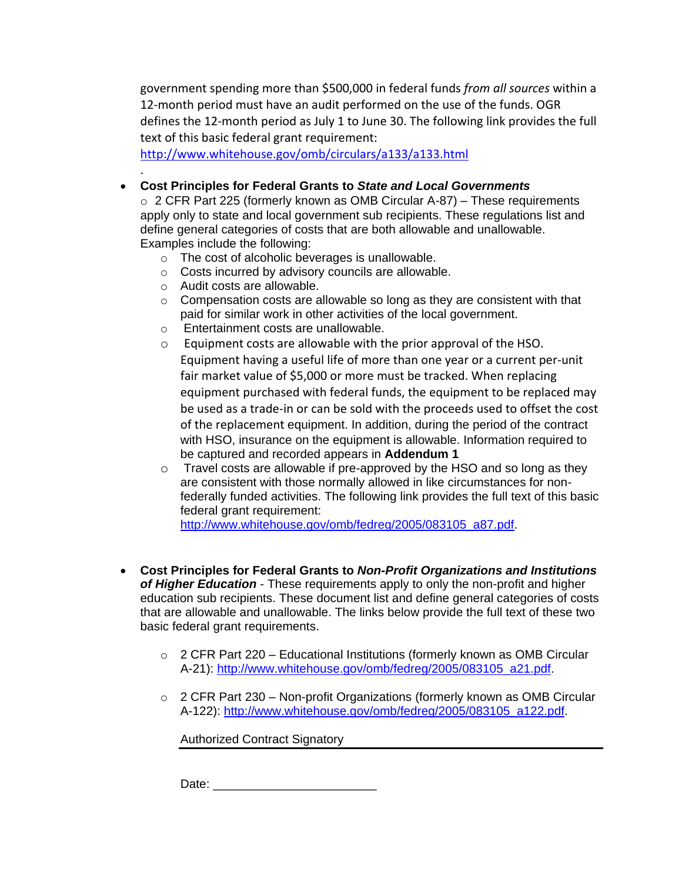government spending more than $500,000 in federal funds *from all sources* within a 12-month period must have an audit performed on the use of the funds. OGR defines the 12-month period as July 1 to June 30. The following link provides the full text of this basic federal grant requirement: http://www.whitehouse.gov/omb/circulars/a133/a133.html

.

- **Cost Principles for Federal Grants to *State and Local Governments***
  - 2 CFR Part 225 (formerly known as OMB Circular A-87) – These requirements apply only to state and local government sub recipients. These regulations list and define general categories of costs that are both allowable and unallowable. Examples include the following:
    - The cost of alcoholic beverages is unallowable.
    - Costs incurred by advisory councils are allowable.
    - Audit costs are allowable.
    - Compensation costs are allowable so long as they are consistent with that paid for similar work in other activities of the local government.
    - Entertainment costs are unallowable.
    - Equipment costs are allowable with the prior approval of the HSO. Equipment having a useful life of more than one year or a current per-unit fair market value of $5,000 or more must be tracked. When replacing equipment purchased with federal funds, the equipment to be replaced may be used as a trade-in or can be sold with the proceeds used to offset the cost of the replacement equipment. In addition, during the period of the contract with HSO, insurance on the equipment is allowable. Information required to be captured and recorded appears in **Addendum 1**
    - Travel costs are allowable if pre-approved by the HSO and so long as they are consistent with those normally allowed in like circumstances for non-federally funded activities. The following link provides the full text of this basic federal grant requirement: http://www.whitehouse.gov/omb/fedreg/2005/083105_a87.pdf.

- **Cost Principles for Federal Grants to *Non-Profit Organizations and Institutions of Higher Education*** - These requirements apply to only the non-profit and higher education sub recipients. These document list and define general categories of costs that are allowable and unallowable. The links below provide the full text of these two basic federal grant requirements.

  - 2 CFR Part 220 – Educational Institutions (formerly known as OMB Circular A-21): http://www.whitehouse.gov/omb/fedreg/2005/083105_a21.pdf.

  - 2 CFR Part 230 – Non-profit Organizations (formerly known as OMB Circular A-122): http://www.whitehouse.gov/omb/fedreg/2005/083105_a122.pdf.

Authorized Contract Signatory

Date: ________________________